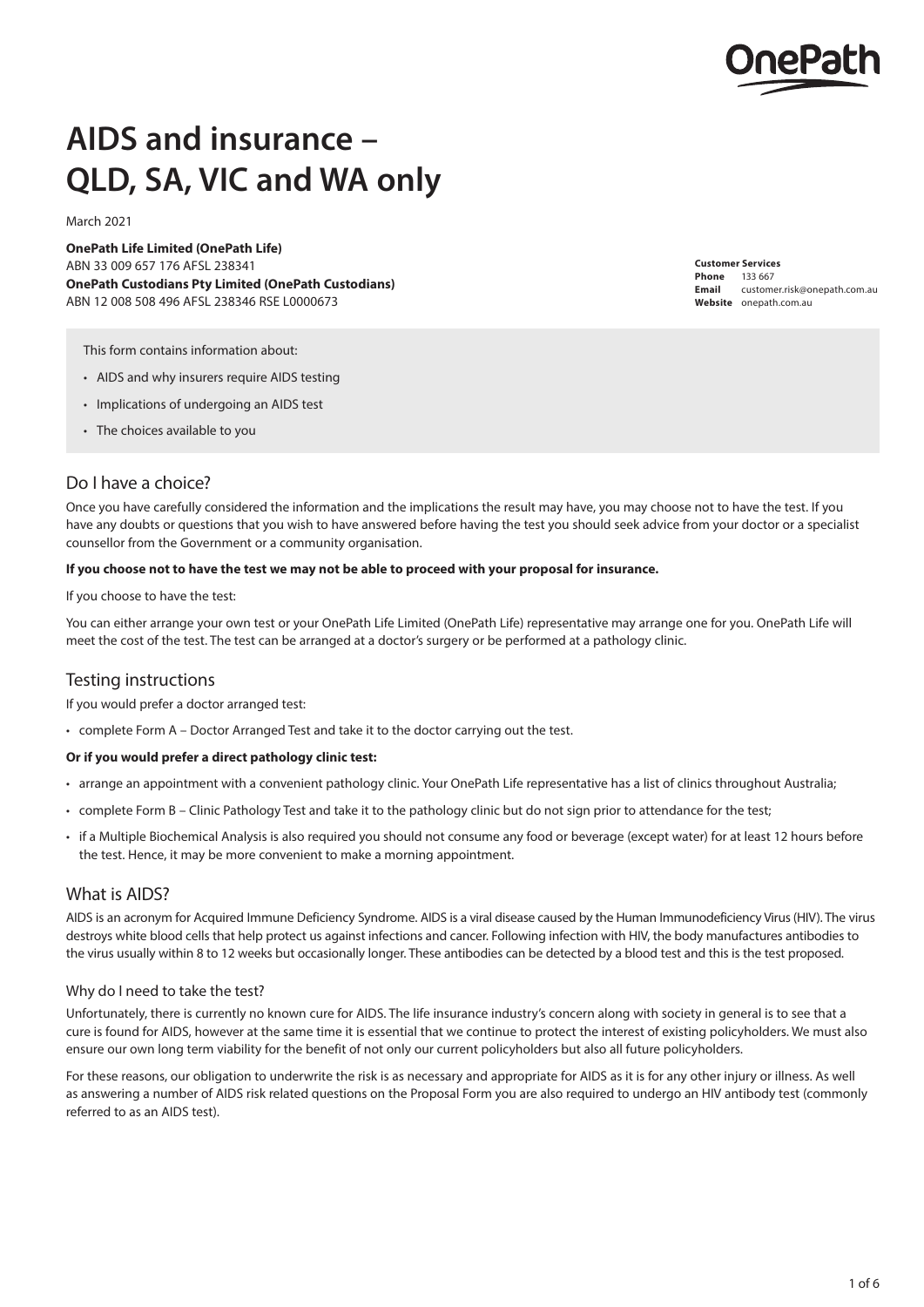# AIDS and insurance – QLD, SA, VIC and WA only

March 2021

**OnePath Life Limited (OnePath Life)**
ABN 33 009 657 176 AFSL 238341
**OnePath Custodians Pty Limited (OnePath Custodians)**
ABN 12 008 508 496 AFSL 238346 RSE L0000673

**Customer Services**
**Phone** 133 667
**Email** customer.risk@onepath.com.au
**Website** onepath.com.au

This form contains information about:

- AIDS and why insurers require AIDS testing
- Implications of undergoing an AIDS test
- The choices available to you

## Do I have a choice?

Once you have carefully considered the information and the implications the result may have, you may choose not to have the test. If you have any doubts or questions that you wish to have answered before having the test you should seek advice from your doctor or a specialist counsellor from the Government or a community organisation.

**If you choose not to have the test we may not be able to proceed with your proposal for insurance.**

If you choose to have the test:

You can either arrange your own test or your OnePath Life Limited (OnePath Life) representative may arrange one for you. OnePath Life will meet the cost of the test. The test can be arranged at a doctor's surgery or be performed at a pathology clinic.

## Testing instructions

If you would prefer a doctor arranged test:

- complete Form A – Doctor Arranged Test and take it to the doctor carrying out the test.

**Or if you would prefer a direct pathology clinic test:**

- arrange an appointment with a convenient pathology clinic. Your OnePath Life representative has a list of clinics throughout Australia;
- complete Form B – Clinic Pathology Test and take it to the pathology clinic but do not sign prior to attendance for the test;
- if a Multiple Biochemical Analysis is also required you should not consume any food or beverage (except water) for at least 12 hours before the test. Hence, it may be more convenient to make a morning appointment.

## What is AIDS?

AIDS is an acronym for Acquired Immune Deficiency Syndrome. AIDS is a viral disease caused by the Human Immunodeficiency Virus (HIV). The virus destroys white blood cells that help protect us against infections and cancer. Following infection with HIV, the body manufactures antibodies to the virus usually within 8 to 12 weeks but occasionally longer. These antibodies can be detected by a blood test and this is the test proposed.

### Why do I need to take the test?

Unfortunately, there is currently no known cure for AIDS. The life insurance industry's concern along with society in general is to see that a cure is found for AIDS, however at the same time it is essential that we continue to protect the interest of existing policyholders. We must also ensure our own long term viability for the benefit of not only our current policyholders but also all future policyholders.

For these reasons, our obligation to underwrite the risk is as necessary and appropriate for AIDS as it is for any other injury or illness. As well as answering a number of AIDS risk related questions on the Proposal Form you are also required to undergo an HIV antibody test (commonly referred to as an AIDS test).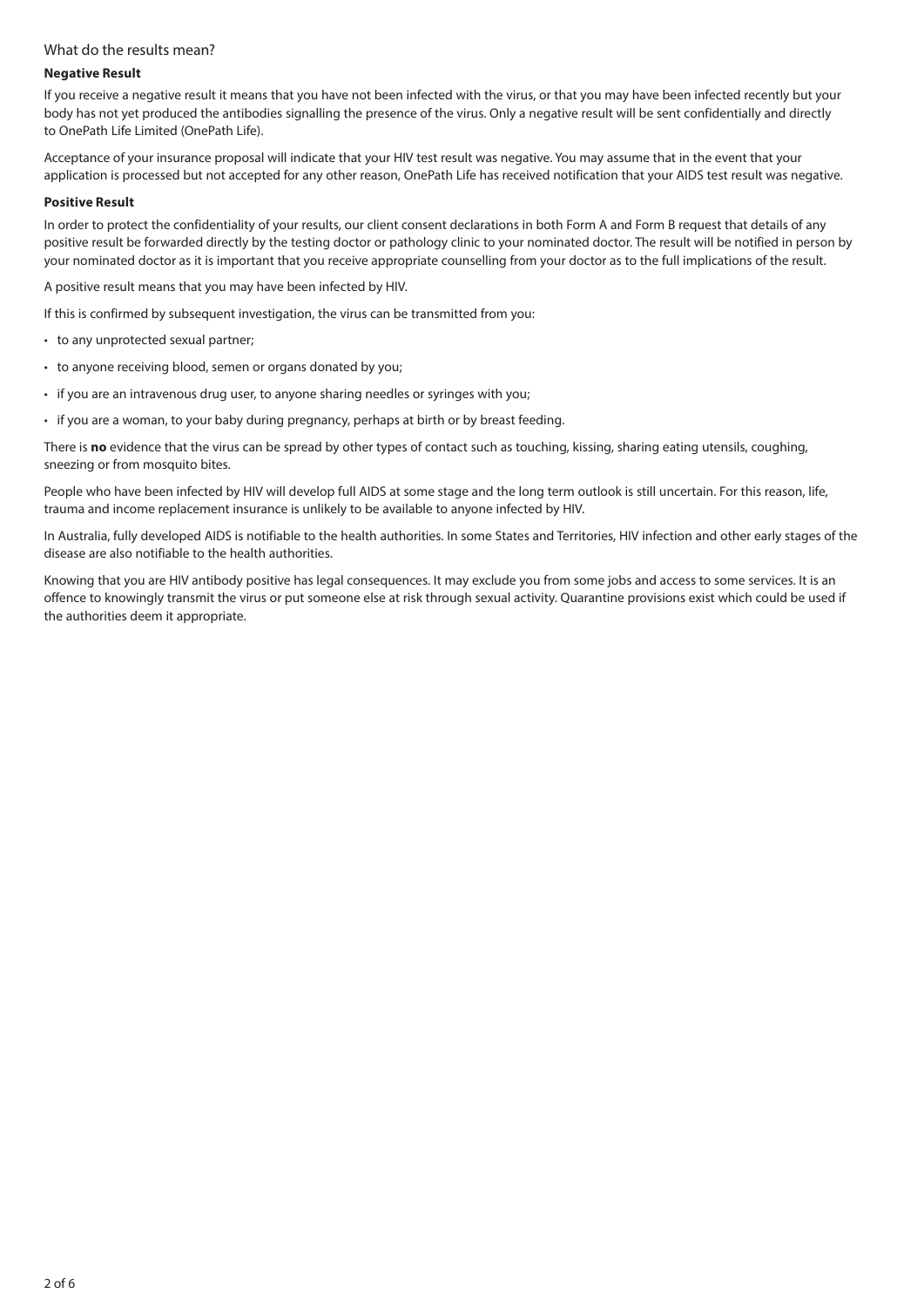## What do the results mean?

### Negative Result

If you receive a negative result it means that you have not been infected with the virus, or that you may have been infected recently but your body has not yet produced the antibodies signalling the presence of the virus. Only a negative result will be sent confidentially and directly to OnePath Life Limited (OnePath Life).

Acceptance of your insurance proposal will indicate that your HIV test result was negative. You may assume that in the event that your application is processed but not accepted for any other reason, OnePath Life has received notification that your AIDS test result was negative.

### Positive Result

In order to protect the confidentiality of your results, our client consent declarations in both Form A and Form B request that details of any positive result be forwarded directly by the testing doctor or pathology clinic to your nominated doctor. The result will be notified in person by your nominated doctor as it is important that you receive appropriate counselling from your doctor as to the full implications of the result.

A positive result means that you may have been infected by HIV.

If this is confirmed by subsequent investigation, the virus can be transmitted from you:

- to any unprotected sexual partner;
- to anyone receiving blood, semen or organs donated by you;
- if you are an intravenous drug user, to anyone sharing needles or syringes with you;
- if you are a woman, to your baby during pregnancy, perhaps at birth or by breast feeding.

There is **no** evidence that the virus can be spread by other types of contact such as touching, kissing, sharing eating utensils, coughing, sneezing or from mosquito bites.

People who have been infected by HIV will develop full AIDS at some stage and the long term outlook is still uncertain. For this reason, life, trauma and income replacement insurance is unlikely to be available to anyone infected by HIV.

In Australia, fully developed AIDS is notifiable to the health authorities. In some States and Territories, HIV infection and other early stages of the disease are also notifiable to the health authorities.

Knowing that you are HIV antibody positive has legal consequences. It may exclude you from some jobs and access to some services. It is an offence to knowingly transmit the virus or put someone else at risk through sexual activity. Quarantine provisions exist which could be used if the authorities deem it appropriate.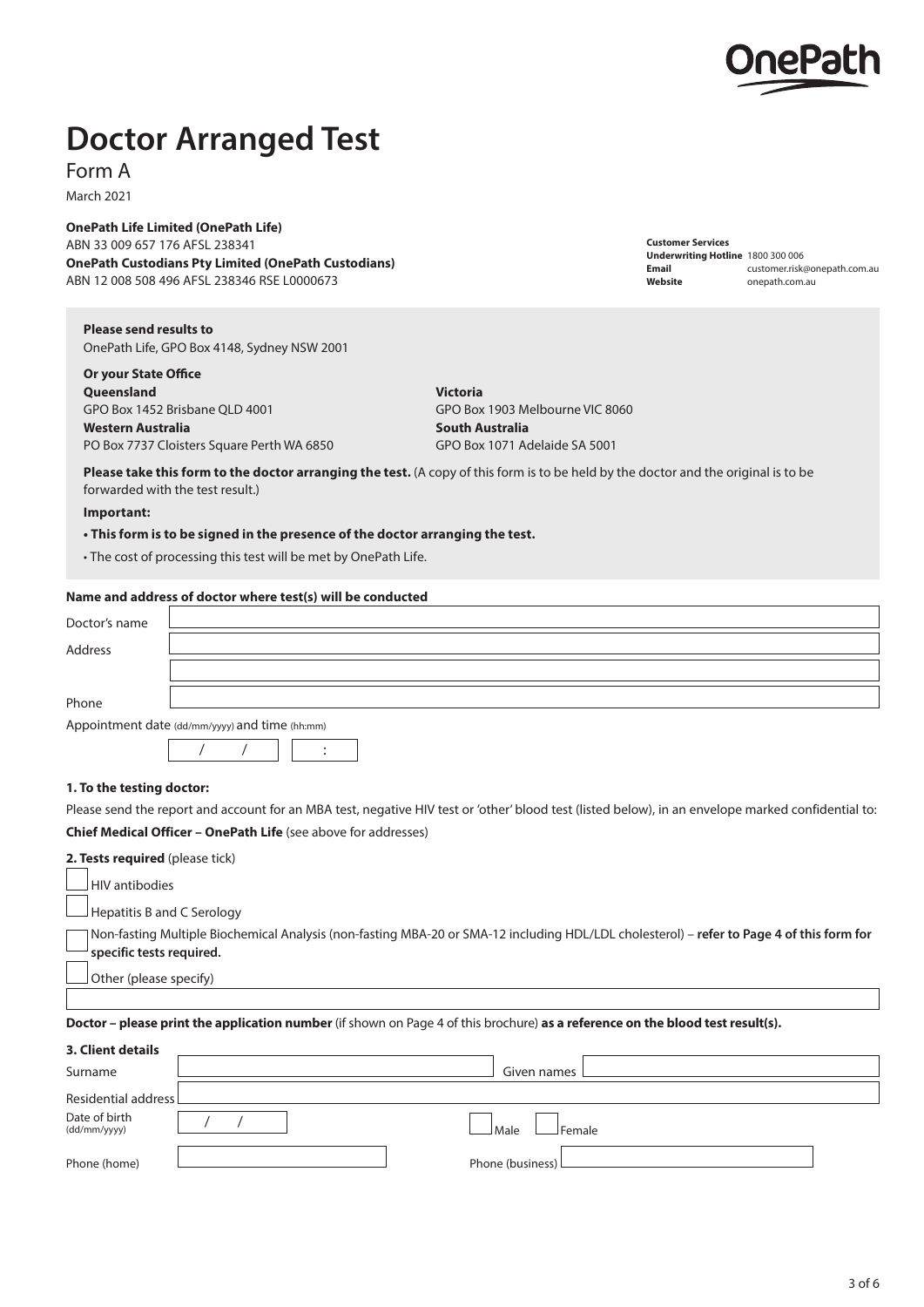# Doctor Arranged Test

Form A

March 2021

**OnePath Life Limited (OnePath Life)**
ABN 33 009 657 176 AFSL 238341
**OnePath Custodians Pty Limited (OnePath Custodians)**
ABN 12 008 508 496 AFSL 238346 RSE L0000673

**Customer Services**
**Underwriting Hotline** 1800 300 006
**Email** customer.risk@onepath.com.au
**Website** onepath.com.au

**Please send results to**
OnePath Life, GPO Box 4148, Sydney NSW 2001

**Or your State Office**

**Queensland**
GPO Box 1452 Brisbane QLD 4001

**Western Australia**
PO Box 7737 Cloisters Square Perth WA 6850

**Victoria**
GPO Box 1903 Melbourne VIC 8060

**South Australia**
GPO Box 1071 Adelaide SA 5001

**Please take this form to the doctor arranging the test.** (A copy of this form is to be held by the doctor and the original is to be forwarded with the test result.)

**Important:**

- **This form is to be signed in the presence of the doctor arranging the test.**
- The cost of processing this test will be met by OnePath Life.

**Name and address of doctor where test(s) will be conducted**

Doctor's name

Address

Phone

Appointment date (dd/mm/yyyy) and time (hh:mm)

/ / :

**1. To the testing doctor:**

Please send the report and account for an MBA test, negative HIV test or 'other' blood test (listed below), in an envelope marked confidential to:

**Chief Medical Officer – OnePath Life** (see above for addresses)

**2. Tests required** (please tick)

- ☐ HIV antibodies
- ☐ Hepatitis B and C Serology
- ☐ Non-fasting Multiple Biochemical Analysis (non-fasting MBA-20 or SMA-12 including HDL/LDL cholesterol) – **refer to Page 4 of this form for specific tests required.**
- ☐ Other (please specify)

**Doctor – please print the application number** (if shown on Page 4 of this brochure) **as a reference on the blood test result(s).**

**3. Client details**

Surname

Given names

Residential address

Date of birth (dd/mm/yyyy) / /

☐ Male ☐ Female

Phone (home)

Phone (business)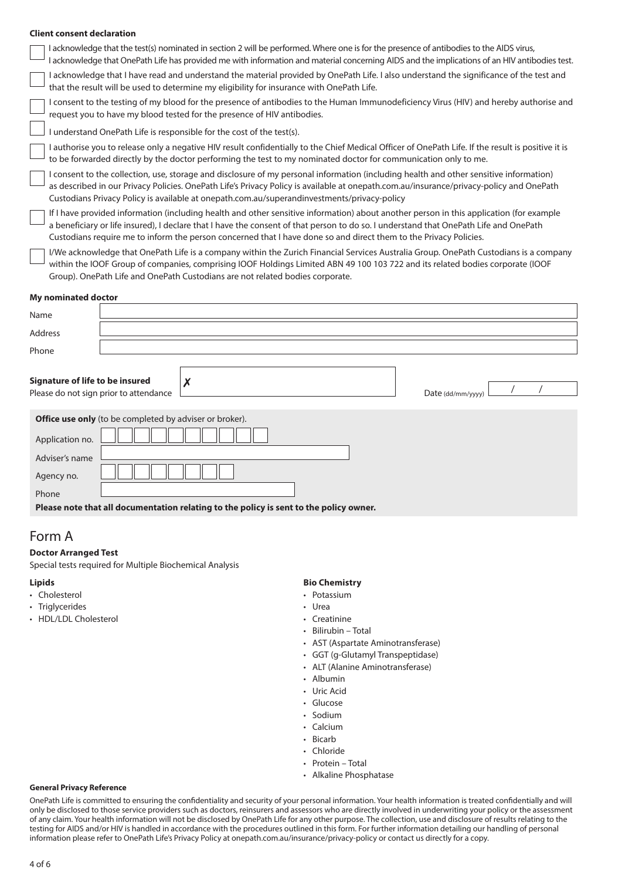**Client consent declaration**

- [ ] I acknowledge that the test(s) nominated in section 2 will be performed. Where one is for the presence of antibodies to the AIDS virus, I acknowledge that OnePath Life has provided me with information and material concerning AIDS and the implications of an HIV antibodies test.
- [ ] I acknowledge that I have read and understand the material provided by OnePath Life. I also understand the significance of the test and that the result will be used to determine my eligibility for insurance with OnePath Life.
- [ ] I consent to the testing of my blood for the presence of antibodies to the Human Immunodeficiency Virus (HIV) and hereby authorise and request you to have my blood tested for the presence of HIV antibodies.
- [ ] I understand OnePath Life is responsible for the cost of the test(s).
- [ ] I authorise you to release only a negative HIV result confidentially to the Chief Medical Officer of OnePath Life. If the result is positive it is to be forwarded directly by the doctor performing the test to my nominated doctor for communication only to me.
- [ ] I consent to the collection, use, storage and disclosure of my personal information (including health and other sensitive information) as described in our Privacy Policies. OnePath Life's Privacy Policy is available at onepath.com.au/insurance/privacy-policy and OnePath Custodians Privacy Policy is available at onepath.com.au/superandinvestments/privacy-policy
- [ ] If I have provided information (including health and other sensitive information) about another person in this application (for example a beneficiary or life insured), I declare that I have the consent of that person to do so. I understand that OnePath Life and OnePath Custodians require me to inform the person concerned that I have done so and direct them to the Privacy Policies.
- [ ] I/We acknowledge that OnePath Life is a company within the Zurich Financial Services Australia Group. OnePath Custodians is a company within the IOOF Group of companies, comprising IOOF Holdings Limited ABN 49 100 103 722 and its related bodies corporate (IOOF Group). OnePath Life and OnePath Custodians are not related bodies corporate.

**My nominated doctor**

| | |
|---|---|
| Name | |
| Address | |
| Phone | |

**Signature of life to be insured**
Please do not sign prior to attendance ✗ ______________________

Date (dd/mm/yyyy) ____ / ____ / ____

**Office use only** (to be completed by adviser or broker).

| | |
|---|---|
| Application no. | |
| Adviser's name | |
| Agency no. | |
| Phone | |

**Please note that all documentation relating to the policy is sent to the policy owner.**

# Form A

**Doctor Arranged Test**

Special tests required for Multiple Biochemical Analysis

**Lipids**

- Cholesterol
- Triglycerides
- HDL/LDL Cholesterol

**Bio Chemistry**

- Potassium
- Urea
- Creatinine
- Bilirubin – Total
- AST (Aspartate Aminotransferase)
- GGT (g-Glutamyl Transpeptidase)
- ALT (Alanine Aminotransferase)
- Albumin
- Uric Acid
- Glucose
- Sodium
- Calcium
- Bicarb
- Chloride
- Protein – Total
- Alkaline Phosphatase

**General Privacy Reference**

OnePath Life is committed to ensuring the confidentiality and security of your personal information. Your health information is treated confidentially and will only be disclosed to those service providers such as doctors, reinsurers and assessors who are directly involved in underwriting your policy or the assessment of any claim. Your health information will not be disclosed by OnePath Life for any other purpose. The collection, use and disclosure of results relating to the testing for AIDS and/or HIV is handled in accordance with the procedures outlined in this form. For further information detailing our handling of personal information please refer to OnePath Life's Privacy Policy at onepath.com.au/insurance/privacy-policy or contact us directly for a copy.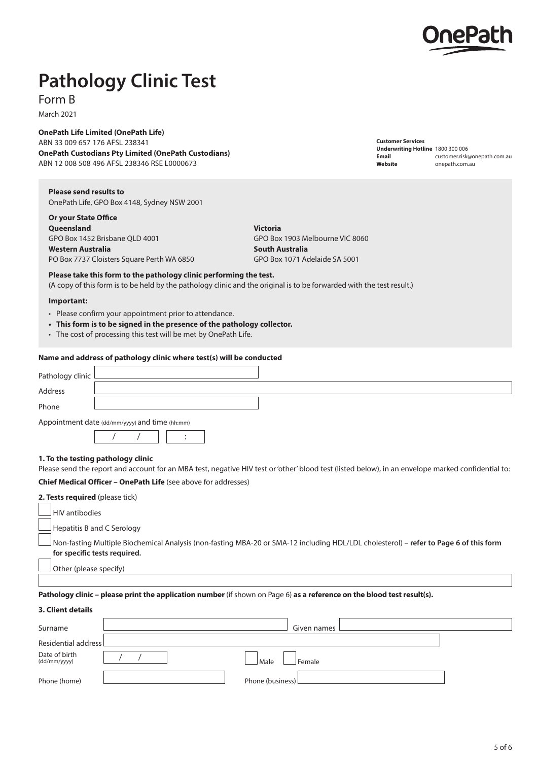# Pathology Clinic Test

Form B

March 2021

**OnePath Life Limited (OnePath Life)**
ABN 33 009 657 176 AFSL 238341
**OnePath Custodians Pty Limited (OnePath Custodians)**
ABN 12 008 508 496 AFSL 238346 RSE L0000673

**Customer Services**
**Underwriting Hotline** 1800 300 006
**Email** customer.risk@onepath.com.au
**Website** onepath.com.au

**Please send results to**
OnePath Life, GPO Box 4148, Sydney NSW 2001

**Or your State Office**

**Queensland**
GPO Box 1452 Brisbane QLD 4001

**Victoria**
GPO Box 1903 Melbourne VIC 8060

**Western Australia**
PO Box 7737 Cloisters Square Perth WA 6850

**South Australia**
GPO Box 1071 Adelaide SA 5001

**Please take this form to the pathology clinic performing the test.**
(A copy of this form is to be held by the pathology clinic and the original is to be forwarded with the test result.)

**Important:**

- Please confirm your appointment prior to attendance.
- **This form is to be signed in the presence of the pathology collector.**
- The cost of processing this test will be met by OnePath Life.

**Name and address of pathology clinic where test(s) will be conducted**

Pathology clinic

Address

Phone

Appointment date (dd/mm/yyyy) and time (hh:mm)

/ / :

**1. To the testing pathology clinic**

Please send the report and account for an MBA test, negative HIV test or 'other' blood test (listed below), in an envelope marked confidential to:

**Chief Medical Officer – OnePath Life** (see above for addresses)

**2. Tests required** (please tick)

- ☐ HIV antibodies
- ☐ Hepatitis B and C Serology
- ☐ Non-fasting Multiple Biochemical Analysis (non-fasting MBA-20 or SMA-12 including HDL/LDL cholesterol) – **refer to Page 6 of this form for specific tests required.**
- ☐ Other (please specify)

**Pathology clinic – please print the application number** (if shown on Page 6) **as a reference on the blood test result(s).**

**3. Client details**

Surname | Given names

Residential address

Date of birth (dd/mm/yyyy) / / ☐ Male ☐ Female

Phone (home) | Phone (business)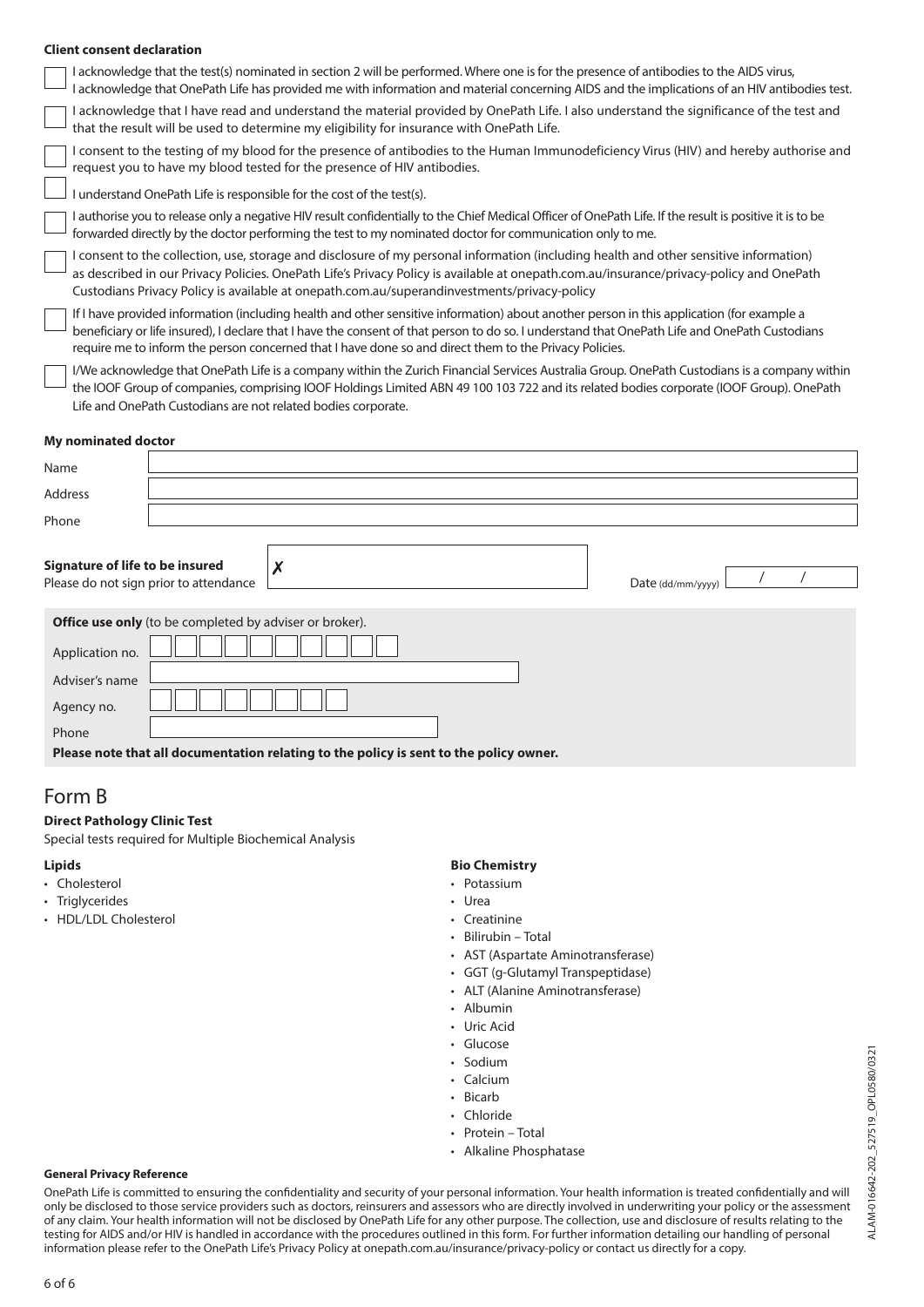**Client consent declaration**

- ☐ I acknowledge that the test(s) nominated in section 2 will be performed. Where one is for the presence of antibodies to the AIDS virus, I acknowledge that OnePath Life has provided me with information and material concerning AIDS and the implications of an HIV antibodies test.
- ☐ I acknowledge that I have read and understand the material provided by OnePath Life. I also understand the significance of the test and that the result will be used to determine my eligibility for insurance with OnePath Life.
- ☐ I consent to the testing of my blood for the presence of antibodies to the Human Immunodeficiency Virus (HIV) and hereby authorise and request you to have my blood tested for the presence of HIV antibodies.
- ☐ I understand OnePath Life is responsible for the cost of the test(s).
- ☐ I authorise you to release only a negative HIV result confidentially to the Chief Medical Officer of OnePath Life. If the result is positive it is to be forwarded directly by the doctor performing the test to my nominated doctor for communication only to me.
- ☐ I consent to the collection, use, storage and disclosure of my personal information (including health and other sensitive information) as described in our Privacy Policies. OnePath Life's Privacy Policy is available at onepath.com.au/insurance/privacy-policy and OnePath Custodians Privacy Policy is available at onepath.com.au/superandinvestments/privacy-policy
- ☐ If I have provided information (including health and other sensitive information) about another person in this application (for example a beneficiary or life insured), I declare that I have the consent of that person to do so. I understand that OnePath Life and OnePath Custodians require me to inform the person concerned that I have done so and direct them to the Privacy Policies.
- ☐ I/We acknowledge that OnePath Life is a company within the Zurich Financial Services Australia Group. OnePath Custodians is a company within the IOOF Group of companies, comprising IOOF Holdings Limited ABN 49 100 103 722 and its related bodies corporate (IOOF Group). OnePath Life and OnePath Custodians are not related bodies corporate.

**My nominated doctor**

Name ____________________

Address ____________________

Phone ____________________

**Signature of life to be insured**
Please do not sign prior to attendance ✗ ____________________

Date (dd/mm/yyyy) ___ / ___ / ______

**Office use only** (to be completed by adviser or broker).

Application no. ☐☐☐☐☐☐☐☐☐☐

Adviser's name ____________________

Agency no. ☐☐☐☐☐☐☐☐

Phone ____________________

**Please note that all documentation relating to the policy is sent to the policy owner.**

# Form B

**Direct Pathology Clinic Test**

Special tests required for Multiple Biochemical Analysis

**Lipids**

- Cholesterol
- Triglycerides
- HDL/LDL Cholesterol

**Bio Chemistry**

- Potassium
- Urea
- Creatinine
- Bilirubin – Total
- AST (Aspartate Aminotransferase)
- GGT (g-Glutamyl Transpeptidase)
- ALT (Alanine Aminotransferase)
- Albumin
- Uric Acid
- Glucose
- Sodium
- Calcium
- Bicarb
- Chloride
- Protein – Total
- Alkaline Phosphatase

**General Privacy Reference**

OnePath Life is committed to ensuring the confidentiality and security of your personal information. Your health information is treated confidentially and will only be disclosed to those service providers such as doctors, reinsurers and assessors who are directly involved in underwriting your policy or the assessment of any claim. Your health information will not be disclosed by OnePath Life for any other purpose. The collection, use and disclosure of results relating to the testing for AIDS and/or HIV is handled in accordance with the procedures outlined in this form. For further information detailing our handling of personal information please refer to the OnePath Life's Privacy Policy at onepath.com.au/insurance/privacy-policy or contact us directly for a copy.

ALAM-016642-202_527519_OPL0580/0321